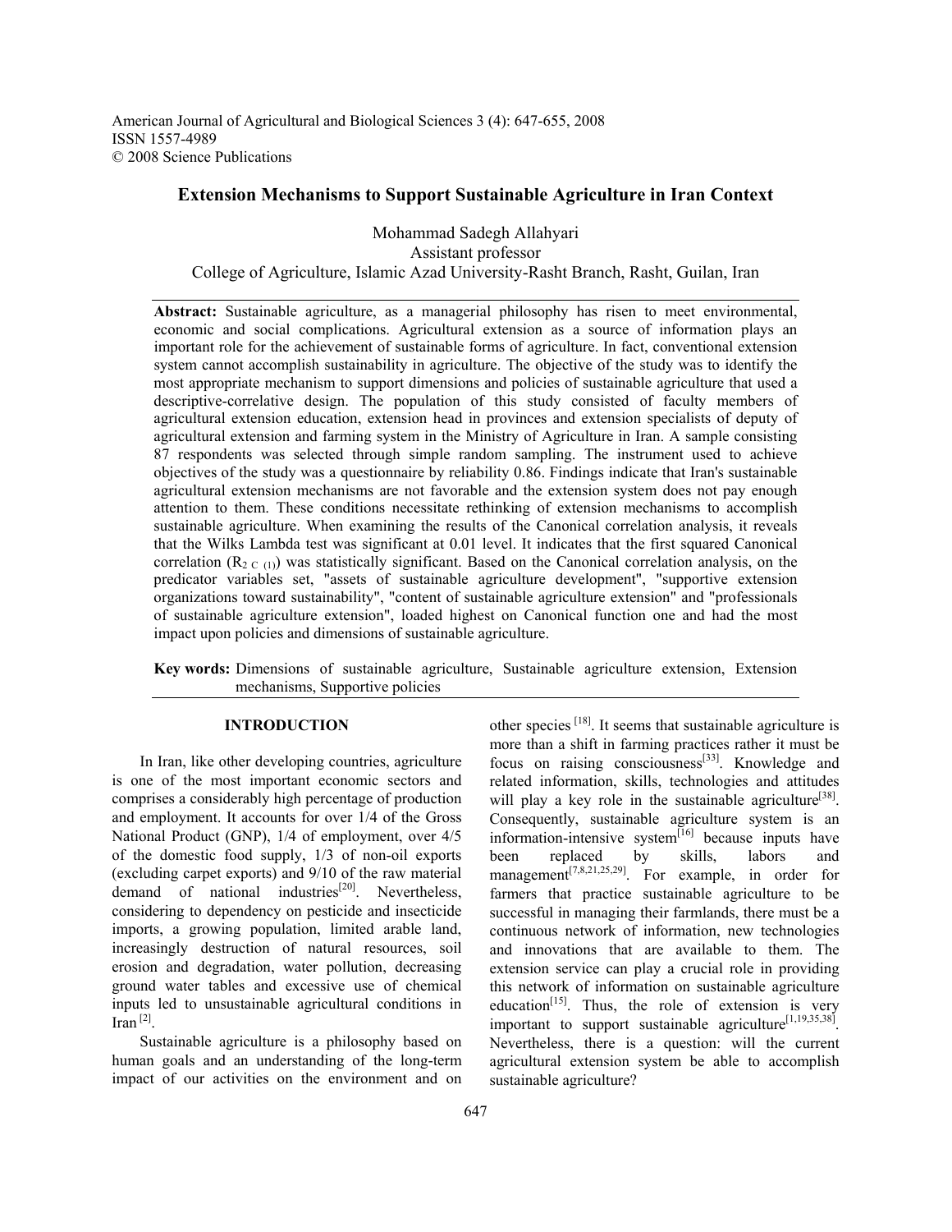# Extension Mechanisms to Support Sustainable Agriculture in Iran Context

Mohammad Sadegh Allahyari
Assistant professor
College of Agriculture, Islamic Azad University-Rasht Branch, Rasht, Guilan, Iran

**Abstract:** Sustainable agriculture, as a managerial philosophy has risen to meet environmental, economic and social complications. Agricultural extension as a source of information plays an important role for the achievement of sustainable forms of agriculture. In fact, conventional extension system cannot accomplish sustainability in agriculture. The objective of the study was to identify the most appropriate mechanism to support dimensions and policies of sustainable agriculture that used a descriptive-correlative design. The population of this study consisted of faculty members of agricultural extension education, extension head in provinces and extension specialists of deputy of agricultural extension and farming system in the Ministry of Agriculture in Iran. A sample consisting 87 respondents was selected through simple random sampling. The instrument used to achieve objectives of the study was a questionnaire by reliability 0.86. Findings indicate that Iran's sustainable agricultural extension mechanisms are not favorable and the extension system does not pay enough attention to them. These conditions necessitate rethinking of extension mechanisms to accomplish sustainable agriculture. When examining the results of the Canonical correlation analysis, it reveals that the Wilks Lambda test was significant at 0.01 level. It indicates that the first squared Canonical correlation ($R_{2\ C\ (1)}$) was statistically significant. Based on the Canonical correlation analysis, on the predicator variables set, "assets of sustainable agriculture development", "supportive extension organizations toward sustainability", "content of sustainable agriculture extension" and "professionals of sustainable agriculture extension", loaded highest on Canonical function one and had the most impact upon policies and dimensions of sustainable agriculture.

**Key words:** Dimensions of sustainable agriculture, Sustainable agriculture extension, Extension mechanisms, Supportive policies

## INTRODUCTION

In Iran, like other developing countries, agriculture is one of the most important economic sectors and comprises a considerably high percentage of production and employment. It accounts for over 1/4 of the Gross National Product (GNP), 1/4 of employment, over 4/5 of the domestic food supply, 1/3 of non-oil exports (excluding carpet exports) and 9/10 of the raw material demand of national industries[20]. Nevertheless, considering to dependency on pesticide and insecticide imports, a growing population, limited arable land, increasingly destruction of natural resources, soil erosion and degradation, water pollution, decreasing ground water tables and excessive use of chemical inputs led to unsustainable agricultural conditions in Iran [2].

Sustainable agriculture is a philosophy based on human goals and an understanding of the long-term impact of our activities on the environment and on other species [18]. It seems that sustainable agriculture is more than a shift in farming practices rather it must be focus on raising consciousness[33]. Knowledge and related information, skills, technologies and attitudes will play a key role in the sustainable agriculture[38]. Consequently, sustainable agriculture system is an information-intensive system[16] because inputs have been replaced by skills, labors and management[7,8,21,25,29]. For example, in order for farmers that practice sustainable agriculture to be successful in managing their farmlands, there must be a continuous network of information, new technologies and innovations that are available to them. The extension service can play a crucial role in providing this network of information on sustainable agriculture education[15]. Thus, the role of extension is very important to support sustainable agriculture[1,19,35,38]. Nevertheless, there is a question: will the current agricultural extension system be able to accomplish sustainable agriculture?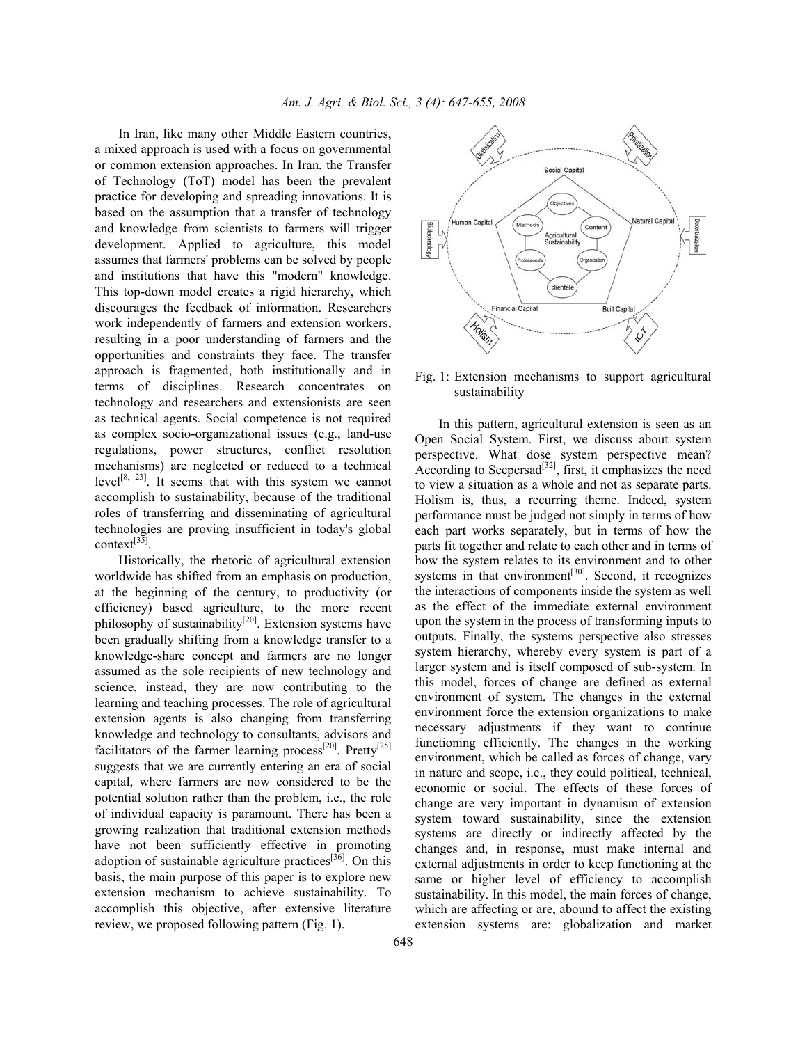In Iran, like many other Middle Eastern countries, a mixed approach is used with a focus on governmental or common extension approaches. In Iran, the Transfer of Technology (ToT) model has been the prevalent practice for developing and spreading innovations. It is based on the assumption that a transfer of technology and knowledge from scientists to farmers will trigger development. Applied to agriculture, this model assumes that farmers' problems can be solved by people and institutions that have this "modern" knowledge. This top-down model creates a rigid hierarchy, which discourages the feedback of information. Researchers work independently of farmers and extension workers, resulting in a poor understanding of farmers and the opportunities and constraints they face. The transfer approach is fragmented, both institutionally and in terms of disciplines. Research concentrates on technology and researchers and extensionists are seen as technical agents. Social competence is not required as complex socio-organizational issues (e.g., land-use regulations, power structures, conflict resolution mechanisms) are neglected or reduced to a technical level[8, 23]. It seems that with this system we cannot accomplish to sustainability, because of the traditional roles of transferring and disseminating of agricultural technologies are proving insufficient in today's global context[35].

Historically, the rhetoric of agricultural extension worldwide has shifted from an emphasis on production, at the beginning of the century, to productivity (or efficiency) based agriculture, to the more recent philosophy of sustainability[20]. Extension systems have been gradually shifting from a knowledge transfer to a knowledge-share concept and farmers are no longer assumed as the sole recipients of new technology and science, instead, they are now contributing to the learning and teaching processes. The role of agricultural extension agents is also changing from transferring knowledge and technology to consultants, advisors and facilitators of the farmer learning process[20]. Pretty[25] suggests that we are currently entering an era of social capital, where farmers are now considered to be the potential solution rather than the problem, i.e., the role of individual capacity is paramount. There has been a growing realization that traditional extension methods have not been sufficiently effective in promoting adoption of sustainable agriculture practices[36]. On this basis, the main purpose of this paper is to explore new extension mechanism to achieve sustainability. To accomplish this objective, after extensive literature review, we proposed following pattern (Fig. 1).

Fig. 1: Extension mechanisms to support agricultural sustainability

In this pattern, agricultural extension is seen as an Open Social System. First, we discuss about system perspective. What dose system perspective mean? According to Seepersad[32], first, it emphasizes the need to view a situation as a whole and not as separate parts. Holism is, thus, a recurring theme. Indeed, system performance must be judged not simply in terms of how each part works separately, but in terms of how the parts fit together and relate to each other and in terms of how the system relates to its environment and to other systems in that environment[30]. Second, it recognizes the interactions of components inside the system as well as the effect of the immediate external environment upon the system in the process of transforming inputs to outputs. Finally, the systems perspective also stresses system hierarchy, whereby every system is part of a larger system and is itself composed of sub-system. In this model, forces of change are defined as external environment of system. The changes in the external environment force the extension organizations to make necessary adjustments if they want to continue functioning efficiently. The changes in the working environment, which be called as forces of change, vary in nature and scope, i.e., they could political, technical, economic or social. The effects of these forces of change are very important in dynamism of extension system toward sustainability, since the extension systems are directly or indirectly affected by the changes and, in response, must make internal and external adjustments in order to keep functioning at the same or higher level of efficiency to accomplish sustainability. In this model, the main forces of change, which are affecting or are, abound to affect the existing extension systems are: globalization and market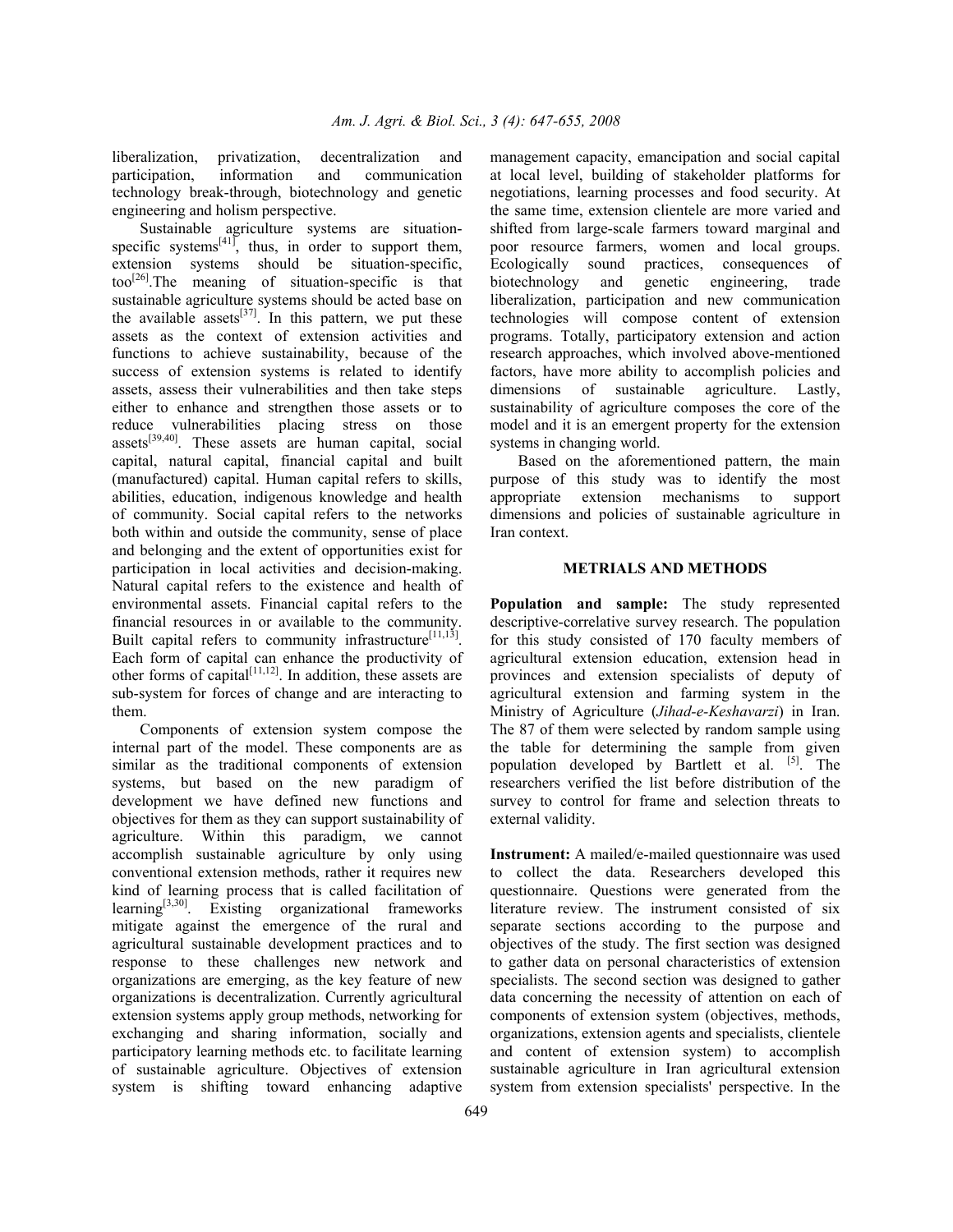liberalization, privatization, decentralization and participation, information and communication technology break-through, biotechnology and genetic engineering and holism perspective.

Sustainable agriculture systems are situation-specific systems[41], thus, in order to support them, extension systems should be situation-specific, too[26].The meaning of situation-specific is that sustainable agriculture systems should be acted base on the available assets[37]. In this pattern, we put these assets as the context of extension activities and functions to achieve sustainability, because of the success of extension systems is related to identify assets, assess their vulnerabilities and then take steps either to enhance and strengthen those assets or to reduce vulnerabilities placing stress on those assets[39,40]. These assets are human capital, social capital, natural capital, financial capital and built (manufactured) capital. Human capital refers to skills, abilities, education, indigenous knowledge and health of community. Social capital refers to the networks both within and outside the community, sense of place and belonging and the extent of opportunities exist for participation in local activities and decision-making. Natural capital refers to the existence and health of environmental assets. Financial capital refers to the financial resources in or available to the community. Built capital refers to community infrastructure[11,13]. Each form of capital can enhance the productivity of other forms of capital[11,12]. In addition, these assets are sub-system for forces of change and are interacting to them.

Components of extension system compose the internal part of the model. These components are as similar as the traditional components of extension systems, but based on the new paradigm of development we have defined new functions and objectives for them as they can support sustainability of agriculture. Within this paradigm, we cannot accomplish sustainable agriculture by only using conventional extension methods, rather it requires new kind of learning process that is called facilitation of learning[3,30]. Existing organizational frameworks mitigate against the emergence of the rural and agricultural sustainable development practices and to response to these challenges new network and organizations are emerging, as the key feature of new organizations is decentralization. Currently agricultural extension systems apply group methods, networking for exchanging and sharing information, socially and participatory learning methods etc. to facilitate learning of sustainable agriculture. Objectives of extension system is shifting toward enhancing adaptive management capacity, emancipation and social capital at local level, building of stakeholder platforms for negotiations, learning processes and food security. At the same time, extension clientele are more varied and shifted from large-scale farmers toward marginal and poor resource farmers, women and local groups. Ecologically sound practices, consequences of biotechnology and genetic engineering, trade liberalization, participation and new communication technologies will compose content of extension programs. Totally, participatory extension and action research approaches, which involved above-mentioned factors, have more ability to accomplish policies and dimensions of sustainable agriculture. Lastly, sustainability of agriculture composes the core of the model and it is an emergent property for the extension systems in changing world.

Based on the aforementioned pattern, the main purpose of this study was to identify the most appropriate extension mechanisms to support dimensions and policies of sustainable agriculture in Iran context.

## METRIALS AND METHODS

**Population and sample:** The study represented descriptive-correlative survey research. The population for this study consisted of 170 faculty members of agricultural extension education, extension head in provinces and extension specialists of deputy of agricultural extension and farming system in the Ministry of Agriculture (*Jihad-e-Keshavarzi*) in Iran. The 87 of them were selected by random sample using the table for determining the sample from given population developed by Bartlett et al. [5]. The researchers verified the list before distribution of the survey to control for frame and selection threats to external validity.

**Instrument:** A mailed/e-mailed questionnaire was used to collect the data. Researchers developed this questionnaire. Questions were generated from the literature review. The instrument consisted of six separate sections according to the purpose and objectives of the study. The first section was designed to gather data on personal characteristics of extension specialists. The second section was designed to gather data concerning the necessity of attention on each of components of extension system (objectives, methods, organizations, extension agents and specialists, clientele and content of extension system) to accomplish sustainable agriculture in Iran agricultural extension system from extension specialists' perspective. In the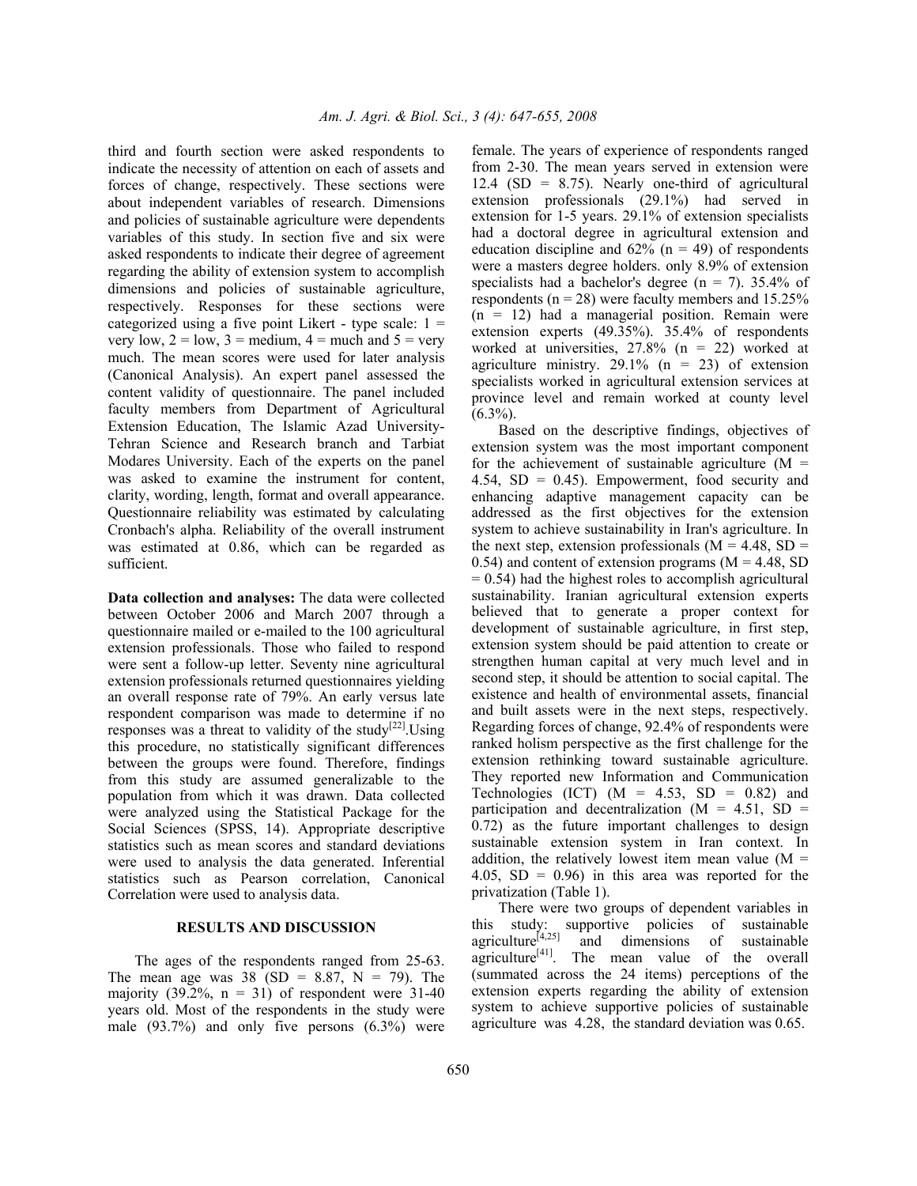third and fourth section were asked respondents to indicate the necessity of attention on each of assets and forces of change, respectively. These sections were about independent variables of research. Dimensions and policies of sustainable agriculture were dependents variables of this study. In section five and six were asked respondents to indicate their degree of agreement regarding the ability of extension system to accomplish dimensions and policies of sustainable agriculture, respectively. Responses for these sections were categorized using a five point Likert - type scale: 1 = very low, 2 = low, 3 = medium, 4 = much and 5 = very much. The mean scores were used for later analysis (Canonical Analysis). An expert panel assessed the content validity of questionnaire. The panel included faculty members from Department of Agricultural Extension Education, The Islamic Azad University-Tehran Science and Research branch and Tarbiat Modares University. Each of the experts on the panel was asked to examine the instrument for content, clarity, wording, length, format and overall appearance. Questionnaire reliability was estimated by calculating Cronbach's alpha. Reliability of the overall instrument was estimated at 0.86, which can be regarded as sufficient.

**Data collection and analyses:** The data were collected between October 2006 and March 2007 through a questionnaire mailed or e-mailed to the 100 agricultural extension professionals. Those who failed to respond were sent a follow-up letter. Seventy nine agricultural extension professionals returned questionnaires yielding an overall response rate of 79%. An early versus late respondent comparison was made to determine if no responses was a threat to validity of the study[22].Using this procedure, no statistically significant differences between the groups were found. Therefore, findings from this study are assumed generalizable to the population from which it was drawn. Data collected were analyzed using the Statistical Package for the Social Sciences (SPSS, 14). Appropriate descriptive statistics such as mean scores and standard deviations were used to analysis the data generated. Inferential statistics such as Pearson correlation, Canonical Correlation were used to analysis data.

## RESULTS AND DISCUSSION

The ages of the respondents ranged from 25-63. The mean age was 38 (SD = 8.87, N = 79). The majority (39.2%, n = 31) of respondent were 31-40 years old. Most of the respondents in the study were male (93.7%) and only five persons (6.3%) were female. The years of experience of respondents ranged from 2-30. The mean years served in extension were 12.4 (SD = 8.75). Nearly one-third of agricultural extension professionals (29.1%) had served in extension for 1-5 years. 29.1% of extension specialists had a doctoral degree in agricultural extension and education discipline and 62% (n = 49) of respondents were a masters degree holders. only 8.9% of extension specialists had a bachelor's degree (n = 7). 35.4% of respondents (n = 28) were faculty members and 15.25% (n = 12) had a managerial position. Remain were extension experts (49.35%). 35.4% of respondents worked at universities, 27.8% (n = 22) worked at agriculture ministry. 29.1% (n = 23) of extension specialists worked in agricultural extension services at province level and remain worked at county level (6.3%).

Based on the descriptive findings, objectives of extension system was the most important component for the achievement of sustainable agriculture (M = 4.54, SD = 0.45). Empowerment, food security and enhancing adaptive management capacity can be addressed as the first objectives for the extension system to achieve sustainability in Iran's agriculture. In the next step, extension professionals (M = 4.48, SD = 0.54) and content of extension programs (M = 4.48, SD = 0.54) had the highest roles to accomplish agricultural sustainability. Iranian agricultural extension experts believed that to generate a proper context for development of sustainable agriculture, in first step, extension system should be paid attention to create or strengthen human capital at very much level and in second step, it should be attention to social capital. The existence and health of environmental assets, financial and built assets were in the next steps, respectively. Regarding forces of change, 92.4% of respondents were ranked holism perspective as the first challenge for the extension rethinking toward sustainable agriculture. They reported new Information and Communication Technologies (ICT) (M = 4.53, SD = 0.82) and participation and decentralization (M = 4.51, SD = 0.72) as the future important challenges to design sustainable extension system in Iran context. In addition, the relatively lowest item mean value (M = 4.05, SD = 0.96) in this area was reported for the privatization (Table 1).

There were two groups of dependent variables in this study: supportive policies of sustainable agriculture[4,25] and dimensions of sustainable agriculture[41]. The mean value of the overall (summated across the 24 items) perceptions of the extension experts regarding the ability of extension system to achieve supportive policies of sustainable agriculture was 4.28, the standard deviation was 0.65.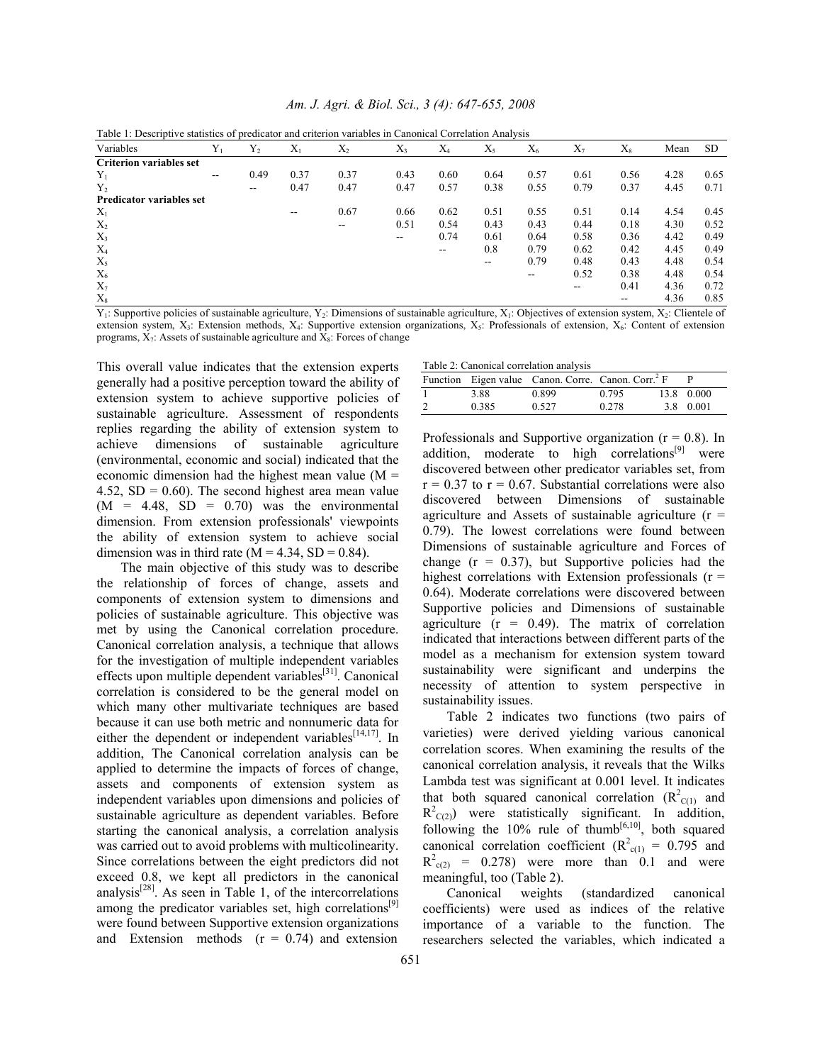Table 1: Descriptive statistics of predicator and criterion variables in Canonical Correlation Analysis

| Variables | $Y_1$ | $Y_2$ | $X_1$ | $X_2$ | $X_3$ | $X_4$ | $X_5$ | $X_6$ | $X_7$ | $X_8$ | Mean | SD |
|---|---|---|---|---|---|---|---|---|---|---|---|---|
| **Criterion variables set** | | | | | | | | | | | | |
| $Y_1$ | -- | 0.49 | 0.37 | 0.37 | 0.43 | 0.60 | 0.64 | 0.57 | 0.61 | 0.56 | 4.28 | 0.65 |
| $Y_2$ | | -- | 0.47 | 0.47 | 0.47 | 0.57 | 0.38 | 0.55 | 0.79 | 0.37 | 4.45 | 0.71 |
| **Predicator variables set** | | | | | | | | | | | | |
| $X_1$ | | | -- | 0.67 | 0.66 | 0.62 | 0.51 | 0.55 | 0.51 | 0.14 | 4.54 | 0.45 |
| $X_2$ | | | | -- | 0.51 | 0.54 | 0.43 | 0.43 | 0.44 | 0.18 | 4.30 | 0.52 |
| $X_3$ | | | | | -- | 0.74 | 0.61 | 0.64 | 0.58 | 0.36 | 4.42 | 0.49 |
| $X_4$ | | | | | | -- | 0.8 | 0.79 | 0.62 | 0.42 | 4.45 | 0.49 |
| $X_5$ | | | | | | | -- | 0.79 | 0.48 | 0.43 | 4.48 | 0.54 |
| $X_6$ | | | | | | | | -- | 0.52 | 0.38 | 4.48 | 0.54 |
| $X_7$ | | | | | | | | | -- | 0.41 | 4.36 | 0.72 |
| $X_8$ | | | | | | | | | | -- | 4.36 | 0.85 |

$Y_1$: Supportive policies of sustainable agriculture, $Y_2$: Dimensions of sustainable agriculture, $X_1$: Objectives of extension system, $X_2$: Clientele of extension system, $X_3$: Extension methods, $X_4$: Supportive extension organizations, $X_5$: Professionals of extension, $X_6$: Content of extension programs, $X_7$: Assets of sustainable agriculture and $X_8$: Forces of change

This overall value indicates that the extension experts generally had a positive perception toward the ability of extension system to achieve supportive policies of sustainable agriculture. Assessment of respondents replies regarding the ability of extension system to achieve dimensions of sustainable agriculture (environmental, economic and social) indicated that the economic dimension had the highest mean value (M = 4.52, SD = 0.60). The second highest area mean value (M = 4.48, SD = 0.70) was the environmental dimension. From extension professionals' viewpoints the ability of extension system to achieve social dimension was in third rate (M = 4.34, SD = 0.84).

The main objective of this study was to describe the relationship of forces of change, assets and components of extension system to dimensions and policies of sustainable agriculture. This objective was met by using the Canonical correlation procedure. Canonical correlation analysis, a technique that allows for the investigation of multiple independent variables effects upon multiple dependent variables[31]. Canonical correlation is considered to be the general model on which many other multivariate techniques are based because it can use both metric and nonnumeric data for either the dependent or independent variables[14,17]. In addition, The Canonical correlation analysis can be applied to determine the impacts of forces of change, assets and components of extension system as independent variables upon dimensions and policies of sustainable agriculture as dependent variables. Before starting the canonical analysis, a correlation analysis was carried out to avoid problems with multicolinearity. Since correlations between the eight predictors did not exceed 0.8, we kept all predictors in the canonical analysis[28]. As seen in Table 1, of the intercorrelations among the predicator variables set, high correlations[9] were found between Supportive extension organizations and Extension methods (r = 0.74) and extension Professionals and Supportive organization (r = 0.8). In addition, moderate to high correlations[9] were discovered between other predicator variables set, from r = 0.37 to r = 0.67. Substantial correlations were also discovered between Dimensions of sustainable agriculture and Assets of sustainable agriculture (r = 0.79). The lowest correlations were found between Dimensions of sustainable agriculture and Forces of change (r = 0.37), but Supportive policies had the highest correlations with Extension professionals (r = 0.64). Moderate correlations were discovered between Supportive policies and Dimensions of sustainable agriculture (r = 0.49). The matrix of correlation indicated that interactions between different parts of the model as a mechanism for extension system toward sustainability were significant and underpins the necessity of attention to system perspective in sustainability issues.

Table 2: Canonical correlation analysis

| Function | Eigen value | Canon. Corre. | Canon. Corr.$^2$ | F | P |
|---|---|---|---|---|---|
| 1 | 3.88 | 0.899 | 0.795 | 13.8 | 0.000 |
| 2 | 0.385 | 0.527 | 0.278 | 3.8 | 0.001 |

Table 2 indicates two functions (two pairs of varieties) were derived yielding various canonical correlation scores. When examining the results of the canonical correlation analysis, it reveals that the Wilks Lambda test was significant at 0.001 level. It indicates that both squared canonical correlation ($R^2_{C(1)}$ and $R^2_{C(2)}$) were statistically significant. In addition, following the 10% rule of thumb[6,10], both squared canonical correlation coefficient ($R^2_{c(1)} = 0.795$ and $R^2_{c(2)} = 0.278$) were more than 0.1 and were meaningful, too (Table 2).

Canonical weights (standardized canonical coefficients) were used as indices of the relative importance of a variable to the function. The researchers selected the variables, which indicated a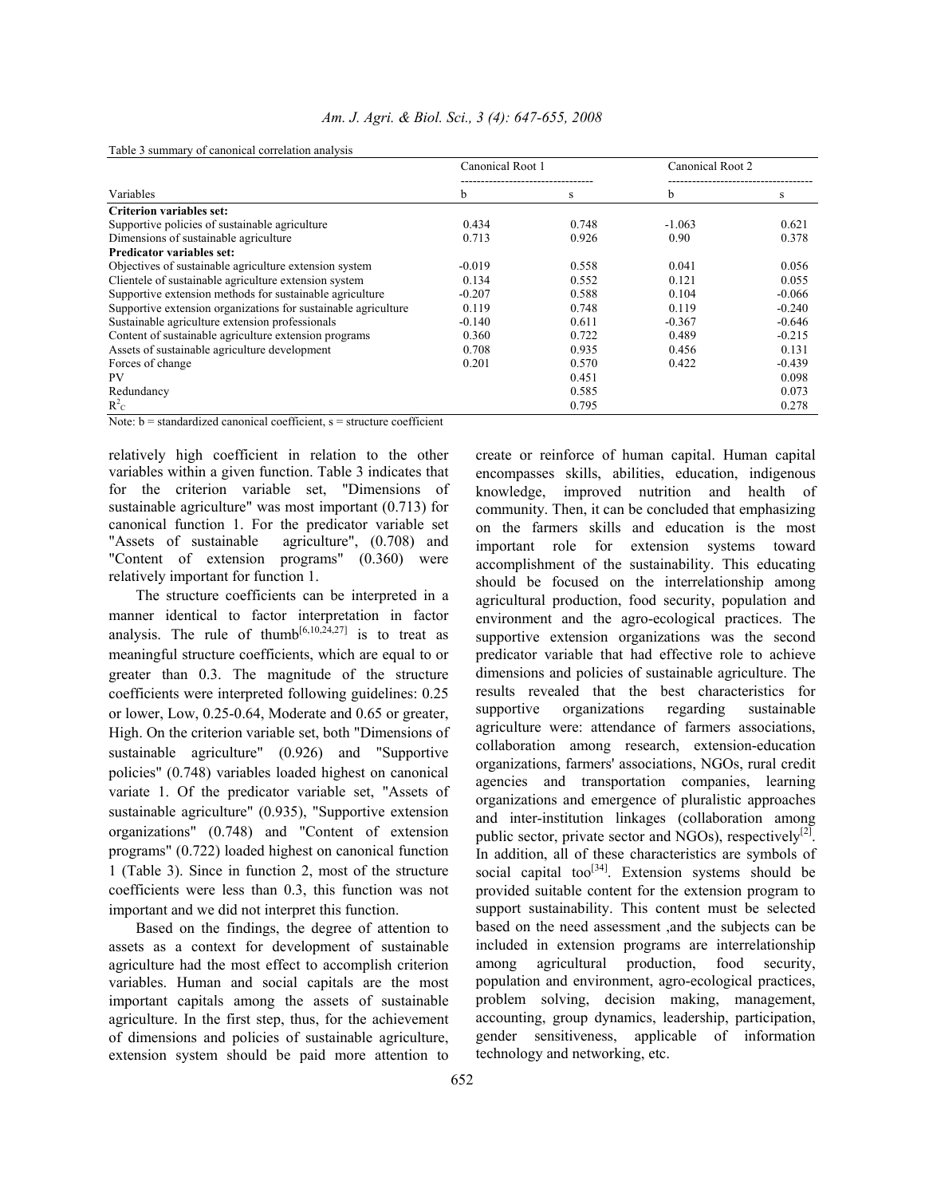Table 3 summary of canonical correlation analysis

| Variables | Canonical Root 1 | | Canonical Root 2 | |
|---|---|---|---|---|
| | b | s | b | s |
| **Criterion variables set:** | | | | |
| Supportive policies of sustainable agriculture | 0.434 | 0.748 | -1.063 | 0.621 |
| Dimensions of sustainable agriculture | 0.713 | 0.926 | 0.90 | 0.378 |
| **Predicator variables set:** | | | | |
| Objectives of sustainable agriculture extension system | -0.019 | 0.558 | 0.041 | 0.056 |
| Clientele of sustainable agriculture extension system | 0.134 | 0.552 | 0.121 | 0.055 |
| Supportive extension methods for sustainable agriculture | -0.207 | 0.588 | 0.104 | -0.066 |
| Supportive extension organizations for sustainable agriculture | 0.119 | 0.748 | 0.119 | -0.240 |
| Sustainable agriculture extension professionals | -0.140 | 0.611 | -0.367 | -0.646 |
| Content of sustainable agriculture extension programs | 0.360 | 0.722 | 0.489 | -0.215 |
| Assets of sustainable agriculture development | 0.708 | 0.935 | 0.456 | 0.131 |
| Forces of change | 0.201 | 0.570 | 0.422 | -0.439 |
| PV | | 0.451 | | 0.098 |
| Redundancy | | 0.585 | | 0.073 |
| $R^2_C$ | | 0.795 | | 0.278 |

Note: b = standardized canonical coefficient, s = structure coefficient

relatively high coefficient in relation to the other variables within a given function. Table 3 indicates that for the criterion variable set, "Dimensions of sustainable agriculture" was most important (0.713) for canonical function 1. For the predicator variable set "Assets of sustainable agriculture", (0.708) and "Content of extension programs" (0.360) were relatively important for function 1.

The structure coefficients can be interpreted in a manner identical to factor interpretation in factor analysis. The rule of thumb[6,10,24,27] is to treat as meaningful structure coefficients, which are equal to or greater than 0.3. The magnitude of the structure coefficients were interpreted following guidelines: 0.25 or lower, Low, 0.25-0.64, Moderate and 0.65 or greater, High. On the criterion variable set, both "Dimensions of sustainable agriculture" (0.926) and "Supportive policies" (0.748) variables loaded highest on canonical variate 1. Of the predicator variable set, "Assets of sustainable agriculture" (0.935), "Supportive extension organizations" (0.748) and "Content of extension programs" (0.722) loaded highest on canonical function 1 (Table 3). Since in function 2, most of the structure coefficients were less than 0.3, this function was not important and we did not interpret this function.

Based on the findings, the degree of attention to assets as a context for development of sustainable agriculture had the most effect to accomplish criterion variables. Human and social capitals are the most important capitals among the assets of sustainable agriculture. In the first step, thus, for the achievement of dimensions and policies of sustainable agriculture, extension system should be paid more attention to create or reinforce of human capital. Human capital encompasses skills, abilities, education, indigenous knowledge, improved nutrition and health of community. Then, it can be concluded that emphasizing on the farmers skills and education is the most important role for extension systems toward accomplishment of the sustainability. This educating should be focused on the interrelationship among agricultural production, food security, population and environment and the agro-ecological practices. The supportive extension organizations was the second predicator variable that had effective role to achieve dimensions and policies of sustainable agriculture. The results revealed that the best characteristics for supportive organizations regarding sustainable agriculture were: attendance of farmers associations, collaboration among research, extension-education organizations, farmers' associations, NGOs, rural credit agencies and transportation companies, learning organizations and emergence of pluralistic approaches and inter-institution linkages (collaboration among public sector, private sector and NGOs), respectively[2]. In addition, all of these characteristics are symbols of social capital too[34]. Extension systems should be provided suitable content for the extension program to support sustainability. This content must be selected based on the need assessment ,and the subjects can be included in extension programs are interrelationship among agricultural production, food security, population and environment, agro-ecological practices, problem solving, decision making, management, accounting, group dynamics, leadership, participation, gender sensitiveness, applicable of information technology and networking, etc.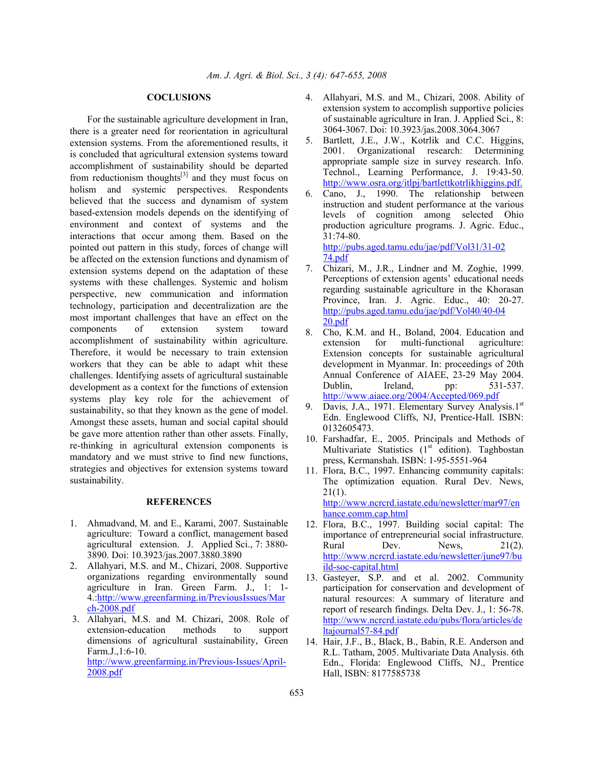## COCLUSIONS

For the sustainable agriculture development in Iran, there is a greater need for reorientation in agricultural extension systems. From the aforementioned results, it is concluded that agricultural extension systems toward accomplishment of sustainability should be departed from reductionism thoughts[3] and they must focus on holism and systemic perspectives. Respondents believed that the success and dynamism of system based-extension models depends on the identifying of environment and context of systems and the interactions that occur among them. Based on the pointed out pattern in this study, forces of change will be affected on the extension functions and dynamism of extension systems depend on the adaptation of these systems with these challenges. Systemic and holism perspective, new communication and information technology, participation and decentralization are the most important challenges that have an effect on the components of extension system toward accomplishment of sustainability within agriculture. Therefore, it would be necessary to train extension workers that they can be able to adapt whit these challenges. Identifying assets of agricultural sustainable development as a context for the functions of extension systems play key role for the achievement of sustainability, so that they known as the gene of model. Amongst these assets, human and social capital should be gave more attention rather than other assets. Finally, re-thinking in agricultural extension components is mandatory and we must strive to find new functions, strategies and objectives for extension systems toward sustainability.

## REFERENCES

1. Ahmadvand, M. and E., Karami, 2007. Sustainable agriculture: Toward a conflict, management based agricultural extension. J. Applied Sci., 7: 3880-3890. Doi: 10.3923/jas.2007.3880.3890
2. Allahyari, M.S. and M., Chizari, 2008. Supportive organizations regarding environmentally sound agriculture in Iran. Green Farm. J., 1: 1-4.:http://www.greenfarming.in/PreviousIssues/March-2008.pdf
3. Allahyari, M.S. and M. Chizari, 2008. Role of extension-education methods to support dimensions of agricultural sustainability, Green Farm.J.,1:6-10. http://www.greenfarming.in/Previous-Issues/April-2008.pdf
4. Allahyari, M.S. and M., Chizari, 2008. Ability of extension system to accomplish supportive policies of sustainable agriculture in Iran. J. Applied Sci., 8: 3064-3067. Doi: 10.3923/jas.2008.3064.3067
5. Bartlett, J.E., J.W., Kotrlik and C.C. Higgins, 2001. Organizational research: Determining appropriate sample size in survey research. Info. Technol., Learning Performance, J. 19:43-50. http://www.osra.org/itlpj/bartlettkotrlikhiggins.pdf.
6. Cano, J., 1990. The relationship between instruction and student performance at the various levels of cognition among selected Ohio production agriculture programs. J. Agric. Educ., 31:74-80. http://pubs.aged.tamu.edu/jae/pdf/Vol31/31-02 74.pdf
7. Chizari, M., J.R., Lindner and M. Zoghie, 1999. Perceptions of extension agents' educational needs regarding sustainable agriculture in the Khorasan Province, Iran. J. Agric. Educ., 40: 20-27. http://pubs.aged.tamu.edu/jae/pdf/Vol40/40-04 20.pdf
8. Cho, K.M. and H., Boland, 2004. Education and extension for multi-functional agriculture: Extension concepts for sustainable agricultural development in Myanmar. In: proceedings of 20th Annual Conference of AIAEE, 23-29 May 2004. Dublin, Ireland, pp: 531-537. http://www.aiaee.org/2004/Accepted/069.pdf
9. Davis, J.A., 1971. Elementary Survey Analysis.1st Edn. Englewood Cliffs, NJ, Prentice-Hall. ISBN: 0132605473.
10. Farshadfar, E., 2005. Principals and Methods of Multivariate Statistics (1st edition). Taghbostan press, Kermanshah. ISBN: 1-95-5551-964
11. Flora, B.C., 1997. Enhancing community capitals: The optimization equation. Rural Dev. News, 21(1). http://www.ncrcrd.iastate.edu/newsletter/mar97/enhance.comm.cap.html
12. Flora, B.C., 1997. Building social capital: The importance of entrepreneurial social infrastructure. Rural Dev. News, 21(2). http://www.ncrcrd.iastate.edu/newsletter/june97/build-soc-capital.html
13. Gasteyer, S.P. and et al. 2002. Community participation for conservation and development of natural resources: A summary of literature and report of research findings. Delta Dev. J., 1: 56-78. http://www.ncrcrd.iastate.edu/pubs/flora/articles/deltajournal57-84.pdf
14. Hair, J.F., B., Black, B., Babin, R.E. Anderson and R.L. Tatham, 2005. Multivariate Data Analysis. 6th Edn., Florida: Englewood Cliffs, NJ., Prentice Hall, ISBN: 8177585738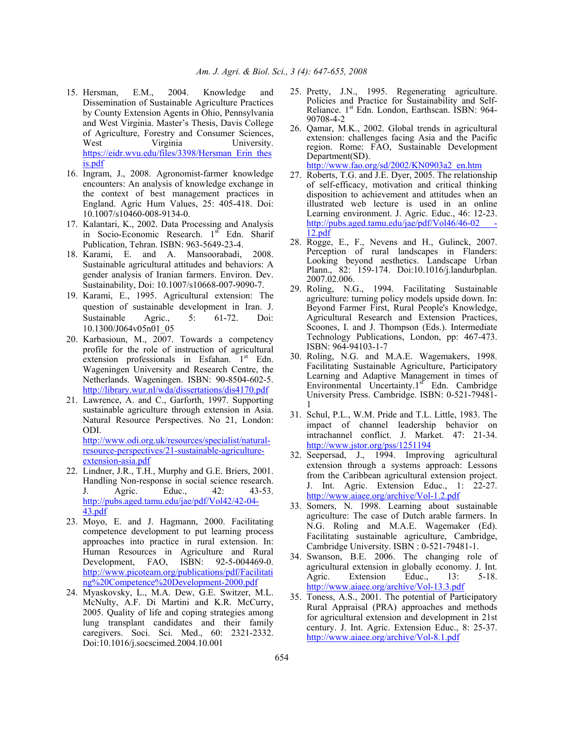15. Hersman, E.M., 2004. Knowledge and Dissemination of Sustainable Agriculture Practices by County Extension Agents in Ohio, Pennsylvania and West Virginia. Master's Thesis, Davis College of Agriculture, Forestry and Consumer Sciences, West Virginia University. https://eidr.wvu.edu/files/3398/Hersman_Erin_thesis.pdf
16. Ingram, J., 2008. Agronomist-farmer knowledge encounters: An analysis of knowledge exchange in the context of best management practices in England. Agric Hum Values, 25: 405-418. Doi: 10.1007/s10460-008-9134-0.
17. Kalantari, K., 2002. Data Processing and Analysis in Socio-Economic Research. 1st Edn. Sharif Publication, Tehran. ISBN: 963-5649-23-4.
18. Karami, E. and A. Mansoorabadi, 2008. Sustainable agricultural attitudes and behaviors: A gender analysis of Iranian farmers. Environ. Dev. Sustainability, Doi: 10.1007/s10668-007-9090-7.
19. Karami, E., 1995. Agricultural extension: The question of sustainable development in Iran. J. Sustainable Agric., 5: 61-72. Doi: 10.1300/J064v05n01_05
20. Karbasioun, M., 2007. Towards a competency profile for the role of instruction of agricultural extension professionals in Esfahan. 1st Edn. Wageningen University and Research Centre, the Netherlands. Wageningen. ISBN: 90-8504-602-5. http://library.wur.nl/wda/dissertations/dis4170.pdf
21. Lawrence, A. and C., Garforth, 1997. Supporting sustainable agriculture through extension in Asia. Natural Resource Perspectives. No 21, London: ODI. http://www.odi.org.uk/resources/specialist/natural-resource-perspectives/21-sustainable-agriculture-extension-asia.pdf
22. Lindner, J.R., T.H., Murphy and G.E. Briers, 2001. Handling Non-response in social science research. J. Agric. Educ., 42: 43-53. http://pubs.aged.tamu.edu/jae/pdf/Vol42/42-04-43.pdf
23. Moyo, E. and J. Hagmann, 2000. Facilitating competence development to put learning process approaches into practice in rural extension. In: Human Resources in Agriculture and Rural Development, FAO, ISBN: 92-5-004469-0. http://www.picoteam.org/publications/pdf/Facilitating%20Competence%20Development-2000.pdf
24. Myaskovsky, L., M.A. Dew, G.E. Switzer, M.L. McNulty, A.F. Di Martini and K.R. McCurry, 2005. Quality of life and coping strategies among lung transplant candidates and their family caregivers. Soci. Sci. Med., 60: 2321-2332. Doi:10.1016/j.socscimed.2004.10.001
25. Pretty, J.N., 1995. Regenerating agriculture. Policies and Practice for Sustainability and Self-Reliance. 1st Edn. London, Earthscan. ISBN: 964-90708-4-2
26. Qamar, M.K., 2002. Global trends in agricultural extension: challenges facing Asia and the Pacific region. Rome: FAO, Sustainable Development Department(SD). http://www.fao.org/sd/2002/KN0903a2_en.htm
27. Roberts, T.G. and J.E. Dyer, 2005. The relationship of self-efficacy, motivation and critical thinking disposition to achievement and attitudes when an illustrated web lecture is used in an online Learning environment. J. Agric. Educ., 46: 12-23. http://pubs.aged.tamu.edu/jae/pdf/Vol46/46-02-12.pdf
28. Rogge, E., F., Nevens and H., Gulinck, 2007. Perception of rural landscapes in Flanders: Looking beyond aesthetics. Landscape Urban Plann., 82: 159-174. Doi:10.1016/j.landurbplan.2007.02.006.
29. Roling, N.G., 1994. Facilitating Sustainable agriculture: turning policy models upside down. In: Beyond Farmer First, Rural People's Knowledge, Agricultural Research and Extension Practices, Scoones, I. and J. Thompson (Eds.). Intermediate Technology Publications, London, pp: 467-473. ISBN: 964-94103-1-7
30. Roling, N.G. and M.A.E. Wagemakers, 1998. Facilitating Sustainable Agriculture, Participatory Learning and Adaptive Management in times of Environmental Uncertainty.1st Edn. Cambridge University Press. Cambridge. ISBN: 0-521-79481-1
31. Schul, P.L., W.M. Pride and T.L. Little, 1983. The impact of channel leadership behavior on intrachannel conflict. J. Market. 47: 21-34. http://www.jstor.org/pss/1251194
32. Seepersad, J., 1994. Improving agricultural extension through a systems approach: Lessons from the Caribbean agricultural extension project. J. Int. Agric. Extension Educ., 1: 22-27. http://www.aiaee.org/archive/Vol-1.2.pdf
33. Somers, N. 1998. Learning about sustainable agriculture: The case of Dutch arable farmers. In N.G. Roling and M.A.E. Wagemaker (Ed). Facilitating sustainable agriculture, Cambridge, Cambridge University. ISBN : 0-521-79481-1.
34. Swanson, B.E. 2006. The changing role of agricultural extension in globally economy. J. Int. Agric. Extension Educ., 13: 5-18. http://www.aiaee.org/archive/Vol-13.3.pdf
35. Toness, A.S., 2001. The potential of Participatory Rural Appraisal (PRA) approaches and methods for agricultural extension and development in 21st century. J. Int. Agric. Extension Educ., 8: 25-37. http://www.aiaee.org/archive/Vol-8.1.pdf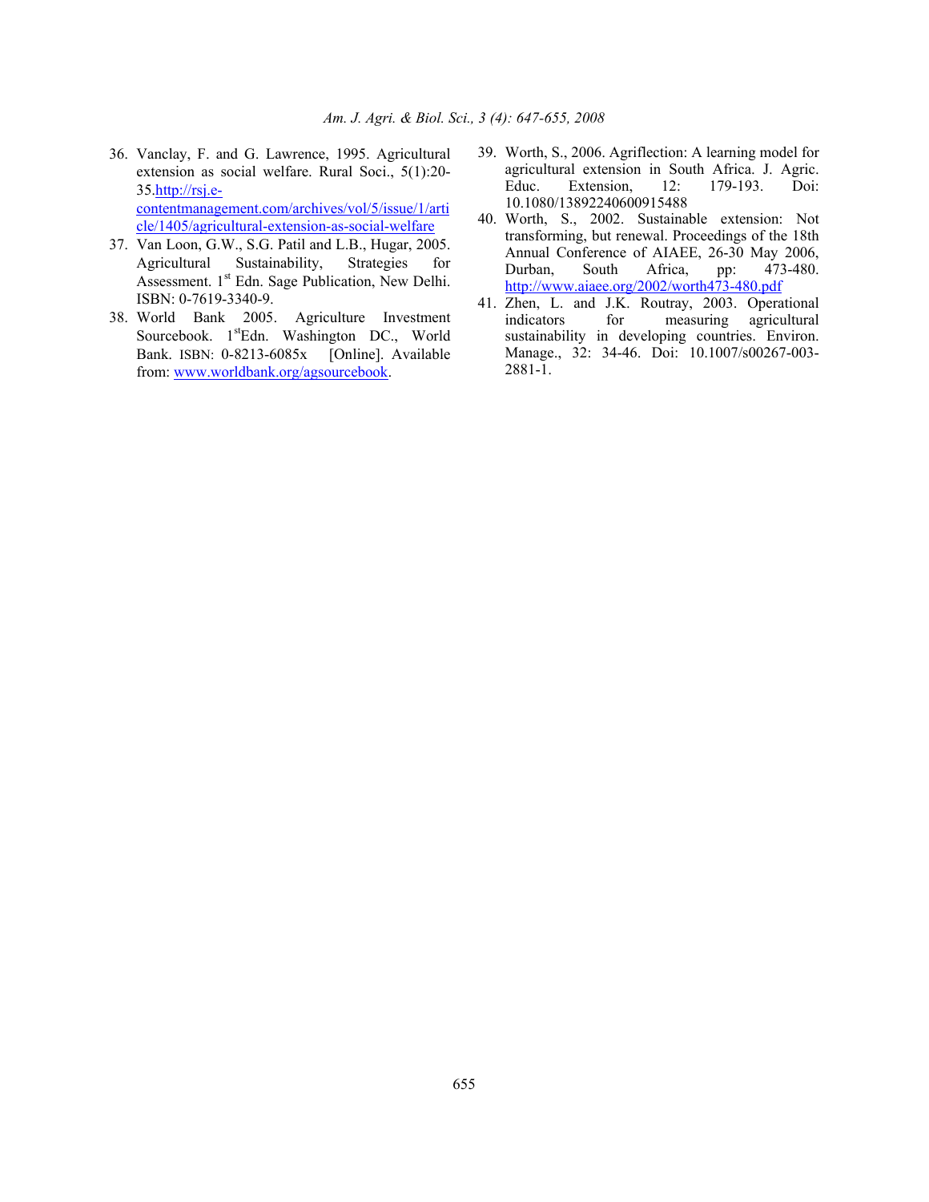36. Vanclay, F. and G. Lawrence, 1995. Agricultural extension as social welfare. Rural Soci., 5(1):20-35.http://rsj.e-contentmanagement.com/archives/vol/5/issue/1/article/1405/agricultural-extension-as-social-welfare
37. Van Loon, G.W., S.G. Patil and L.B., Hugar, 2005. Agricultural Sustainability, Strategies for Assessment. 1st Edn. Sage Publication, New Delhi. ISBN: 0-7619-3340-9.
38. World Bank 2005. Agriculture Investment Sourcebook. 1stEdn. Washington DC., World Bank. ISBN: 0-8213-6085x [Online]. Available from: www.worldbank.org/agsourcebook.
39. Worth, S., 2006. Agriflection: A learning model for agricultural extension in South Africa. J. Agric. Educ. Extension, 12: 179-193. Doi: 10.1080/13892240600915488
40. Worth, S., 2002. Sustainable extension: Not transforming, but renewal. Proceedings of the 18th Annual Conference of AIAEE, 26-30 May 2006, Durban, South Africa, pp: 473-480. http://www.aiaee.org/2002/worth473-480.pdf
41. Zhen, L. and J.K. Routray, 2003. Operational indicators for measuring agricultural sustainability in developing countries. Environ. Manage., 32: 34-46. Doi: 10.1007/s00267-003-2881-1.